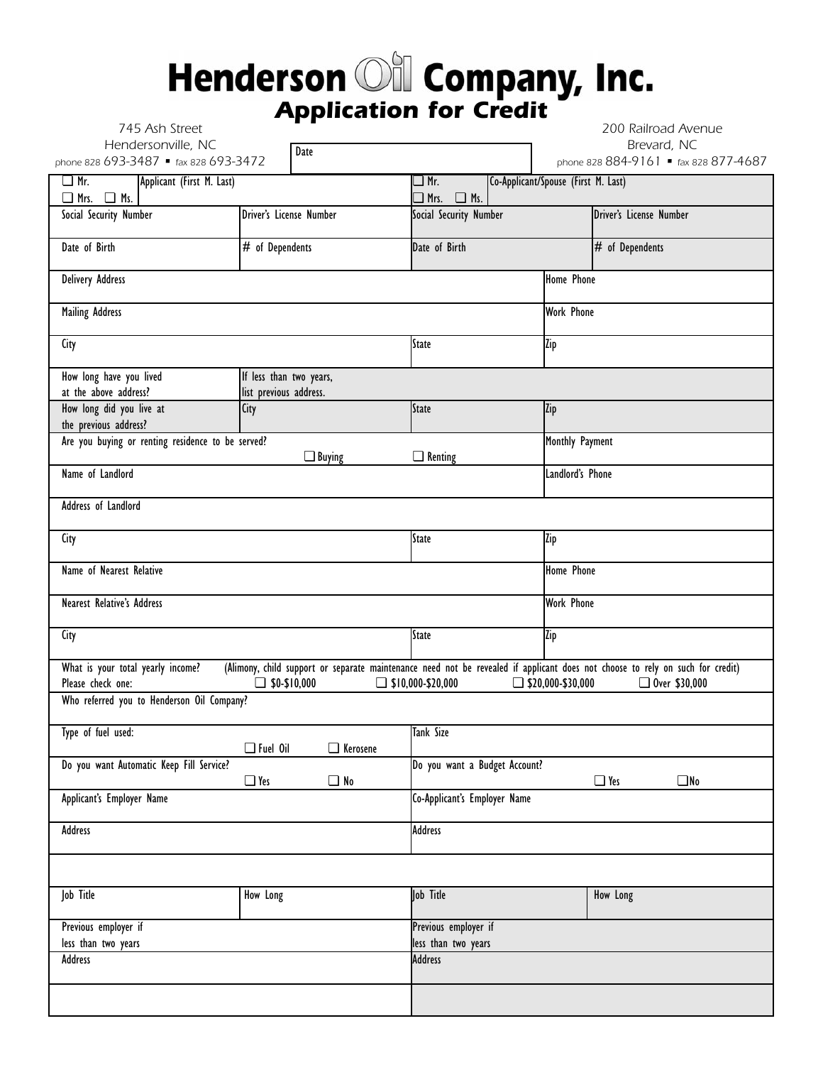# Henderson Oil Company, Inc.

## Application for Credit

745 Ash Street
Hendersonville, NC
phone 828 693-3487 ▪ fax 828 693-3472

Date

200 Railroad Avenue
Brevard, NC
phone 828 884-9161 ▪ fax 828 877-4687

| | | | |
|---|---|---|---|
| ❑ Mr. ❑ Mrs. ❑ Ms. Applicant (First M. Last) | | ❑ Mr. ❑ Mrs. ❑ Ms. Co-Applicant/Spouse (First M. Last) | |
| Social Security Number | Driver's License Number | Social Security Number | Driver's License Number |
| Date of Birth | # of Dependents | Date of Birth | # of Dependents |

| | | | |
|---|---|---|---|
| Delivery Address | | | Home Phone |
| Mailing Address | | | Work Phone |
| City | | State | Zip |
| How long have you lived at the above address? | If less than two years, list previous address. | | |
| How long did you live at the previous address? | City | State | Zip |
| Are you buying or renting residence to be served? | ❑ Buying | ❑ Renting | Monthly Payment |
| Name of Landlord | | | Landlord's Phone |
| Address of Landlord | | | |
| City | | State | Zip |
| Name of Nearest Relative | | | Home Phone |
| Nearest Relative's Address | | | Work Phone |
| City | | State | Zip |

What is your total yearly income? (Alimony, child support or separate maintenance need not be revealed if applicant does not choose to rely on such for credit)
Please check one: ❑ $0-$10,000 ❑ $10,000-$20,000 ❑ $20,000-$30,000 ❑ Over $30,000

Who referred you to Henderson Oil Company?

| | |
|---|---|
| Type of fuel used: ❑ Fuel Oil ❑ Kerosene | Tank Size |
| Do you want Automatic Keep Fill Service? ❑ Yes ❑ No | Do you want a Budget Account? ❑ Yes ❑ No |

| | | | |
|---|---|---|---|
| Applicant's Employer Name | | Co-Applicant's Employer Name | |
| Address | | Address | |
| | | | |
| Job Title | How Long | Job Title | How Long |
| Previous employer if less than two years | | Previous employer if less than two years | |
| Address | | Address | |
| | | | |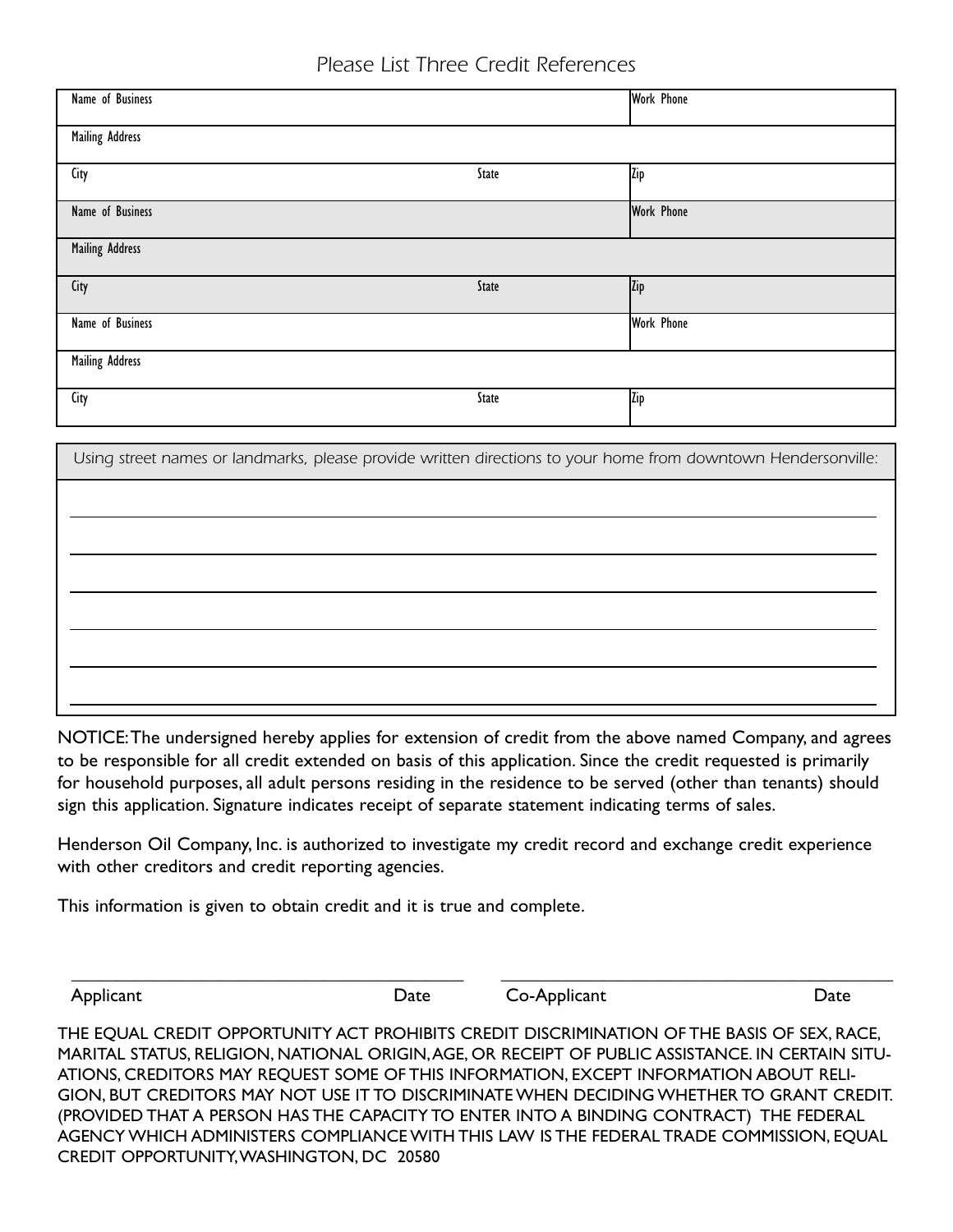## *Please List Three Credit References*

| | | |
|---|---|---|
| Name of Business | | Work Phone |
| Mailing Address | | |
| City | State | Zip |
| Name of Business | | Work Phone |
| Mailing Address | | |
| City | State | Zip |
| Name of Business | | Work Phone |
| Mailing Address | | |
| City | State | Zip |

*Using street names or landmarks, please provide written directions to your home from downtown Hendersonville:*

NOTICE: The undersigned hereby applies for extension of credit from the above named Company, and agrees to be responsible for all credit extended on basis of this application. Since the credit requested is primarily for household purposes, all adult persons residing in the residence to be served (other than tenants) should sign this application. Signature indicates receipt of separate statement indicating terms of sales.

Henderson Oil Company, Inc. is authorized to investigate my credit record and exchange credit experience with other creditors and credit reporting agencies.

This information is given to obtain credit and it is true and complete.

| | | | |
|---|---|---|---|
| Applicant | Date | Co-Applicant | Date |

THE EQUAL CREDIT OPPORTUNITY ACT PROHIBITS CREDIT DISCRIMINATION OF THE BASIS OF SEX, RACE, MARITAL STATUS, RELIGION, NATIONAL ORIGIN, AGE, OR RECEIPT OF PUBLIC ASSISTANCE. IN CERTAIN SITUATIONS, CREDITORS MAY REQUEST SOME OF THIS INFORMATION, EXCEPT INFORMATION ABOUT RELIGION, BUT CREDITORS MAY NOT USE IT TO DISCRIMINATE WHEN DECIDING WHETHER TO GRANT CREDIT. (PROVIDED THAT A PERSON HAS THE CAPACITY TO ENTER INTO A BINDING CONTRACT) THE FEDERAL AGENCY WHICH ADMINISTERS COMPLIANCE WITH THIS LAW IS THE FEDERAL TRADE COMMISSION, EQUAL CREDIT OPPORTUNITY, WASHINGTON, DC 20580